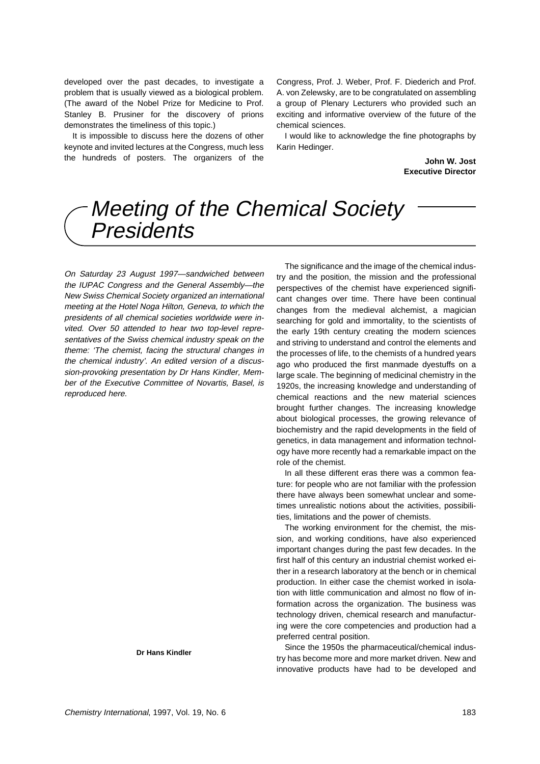developed over the past decades, to investigate a problem that is usually viewed as a biological problem. (The award of the Nobel Prize for Medicine to Prof. Stanley B. Prusiner for the discovery of prions demonstrates the timeliness of this topic.)

It is impossible to discuss here the dozens of other keynote and invited lectures at the Congress, much less the hundreds of posters. The organizers of the Congress, Prof. J. Weber, Prof. F. Diederich and Prof. A. von Zelewsky, are to be congratulated on assembling a group of Plenary Lecturers who provided such an exciting and informative overview of the future of the chemical sciences.

I would like to acknowledge the fine photographs by Karin Hedinger.

**John W. Jost**
**Executive Director**

# Meeting of the Chemical Society Presidents

*On Saturday 23 August 1997—sandwiched between the IUPAC Congress and the General Assembly—the New Swiss Chemical Society organized an international meeting at the Hotel Noga Hilton, Geneva, to which the presidents of all chemical societies worldwide were invited. Over 50 attended to hear two top-level representatives of the Swiss chemical industry speak on the theme: 'The chemist, facing the structural changes in the chemical industry'. An edited version of a discussion-provoking presentation by Dr Hans Kindler, Member of the Executive Committee of Novartis, Basel, is reproduced here.*

**Dr Hans Kindler**

The significance and the image of the chemical industry and the position, the mission and the professional perspectives of the chemist have experienced significant changes over time. There have been continual changes from the medieval alchemist, a magician searching for gold and immortality, to the scientists of the early 19th century creating the modern sciences and striving to understand and control the elements and the processes of life, to the chemists of a hundred years ago who produced the first manmade dyestuffs on a large scale. The beginning of medicinal chemistry in the 1920s, the increasing knowledge and understanding of chemical reactions and the new material sciences brought further changes. The increasing knowledge about biological processes, the growing relevance of biochemistry and the rapid developments in the field of genetics, in data management and information technology have more recently had a remarkable impact on the role of the chemist.

In all these different eras there was a common feature: for people who are not familiar with the profession there have always been somewhat unclear and sometimes unrealistic notions about the activities, possibilities, limitations and the power of chemists.

The working environment for the chemist, the mission, and working conditions, have also experienced important changes during the past few decades. In the first half of this century an industrial chemist worked either in a research laboratory at the bench or in chemical production. In either case the chemist worked in isolation with little communication and almost no flow of information across the organization. The business was technology driven, chemical research and manufacturing were the core competencies and production had a preferred central position.

Since the 1950s the pharmaceutical/chemical industry has become more and more market driven. New and innovative products have had to be developed and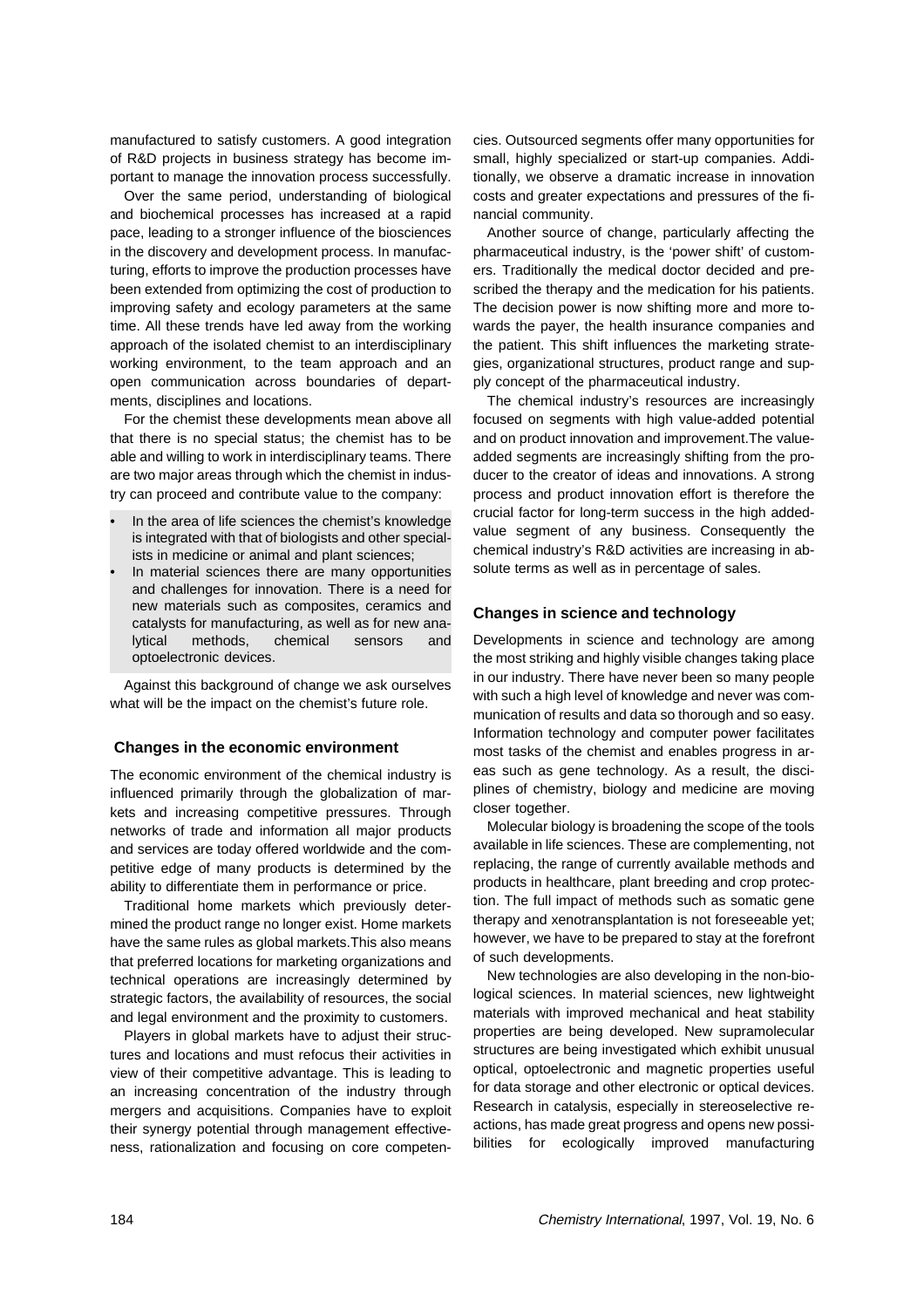manufactured to satisfy customers. A good integration of R&D projects in business strategy has become important to manage the innovation process successfully.

Over the same period, understanding of biological and biochemical processes has increased at a rapid pace, leading to a stronger influence of the biosciences in the discovery and development process. In manufacturing, efforts to improve the production processes have been extended from optimizing the cost of production to improving safety and ecology parameters at the same time. All these trends have led away from the working approach of the isolated chemist to an interdisciplinary working environment, to the team approach and an open communication across boundaries of departments, disciplines and locations.

For the chemist these developments mean above all that there is no special status; the chemist has to be able and willing to work in interdisciplinary teams. There are two major areas through which the chemist in industry can proceed and contribute value to the company:

- In the area of life sciences the chemist's knowledge is integrated with that of biologists and other specialists in medicine or animal and plant sciences;
- In material sciences there are many opportunities and challenges for innovation. There is a need for new materials such as composites, ceramics and catalysts for manufacturing, as well as for new analytical methods, chemical sensors and optoelectronic devices.

Against this background of change we ask ourselves what will be the impact on the chemist's future role.

## Changes in the economic environment

The economic environment of the chemical industry is influenced primarily through the globalization of markets and increasing competitive pressures. Through networks of trade and information all major products and services are today offered worldwide and the competitive edge of many products is determined by the ability to differentiate them in performance or price.

Traditional home markets which previously determined the product range no longer exist. Home markets have the same rules as global markets.This also means that preferred locations for marketing organizations and technical operations are increasingly determined by strategic factors, the availability of resources, the social and legal environment and the proximity to customers.

Players in global markets have to adjust their structures and locations and must refocus their activities in view of their competitive advantage. This is leading to an increasing concentration of the industry through mergers and acquisitions. Companies have to exploit their synergy potential through management effectiveness, rationalization and focusing on core competencies. Outsourced segments offer many opportunities for small, highly specialized or start-up companies. Additionally, we observe a dramatic increase in innovation costs and greater expectations and pressures of the financial community.

Another source of change, particularly affecting the pharmaceutical industry, is the 'power shift' of customers. Traditionally the medical doctor decided and prescribed the therapy and the medication for his patients. The decision power is now shifting more and more towards the payer, the health insurance companies and the patient. This shift influences the marketing strategies, organizational structures, product range and supply concept of the pharmaceutical industry.

The chemical industry's resources are increasingly focused on segments with high value-added potential and on product innovation and improvement.The value-added segments are increasingly shifting from the producer to the creator of ideas and innovations. A strong process and product innovation effort is therefore the crucial factor for long-term success in the high added-value segment of any business. Consequently the chemical industry's R&D activities are increasing in absolute terms as well as in percentage of sales.

## Changes in science and technology

Developments in science and technology are among the most striking and highly visible changes taking place in our industry. There have never been so many people with such a high level of knowledge and never was communication of results and data so thorough and so easy. Information technology and computer power facilitates most tasks of the chemist and enables progress in areas such as gene technology. As a result, the disciplines of chemistry, biology and medicine are moving closer together.

Molecular biology is broadening the scope of the tools available in life sciences. These are complementing, not replacing, the range of currently available methods and products in healthcare, plant breeding and crop protection. The full impact of methods such as somatic gene therapy and xenotransplantation is not foreseeable yet; however, we have to be prepared to stay at the forefront of such developments.

New technologies are also developing in the non-biological sciences. In material sciences, new lightweight materials with improved mechanical and heat stability properties are being developed. New supramolecular structures are being investigated which exhibit unusual optical, optoelectronic and magnetic properties useful for data storage and other electronic or optical devices. Research in catalysis, especially in stereoselective reactions, has made great progress and opens new possibilities for ecologically improved manufacturing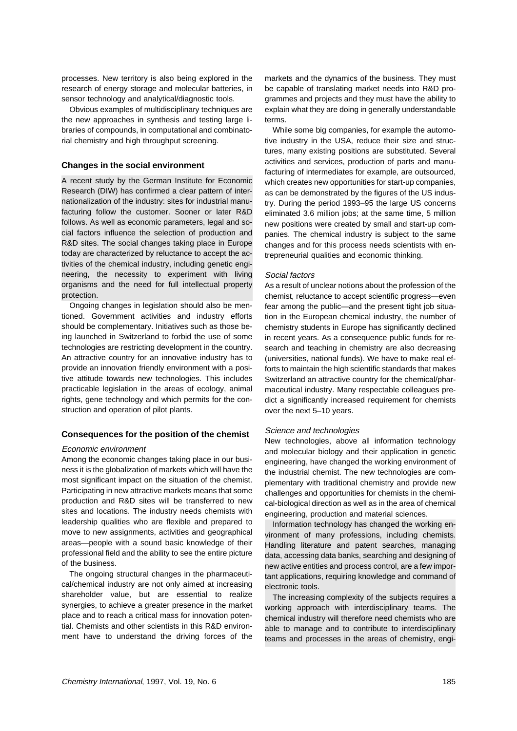processes. New territory is also being explored in the research of energy storage and molecular batteries, in sensor technology and analytical/diagnostic tools.

Obvious examples of multidisciplinary techniques are the new approaches in synthesis and testing large libraries of compounds, in computational and combinatorial chemistry and high throughput screening.

## Changes in the social environment

A recent study by the German Institute for Economic Research (DIW) has confirmed a clear pattern of internationalization of the industry: sites for industrial manufacturing follow the customer. Sooner or later R&D follows. As well as economic parameters, legal and social factors influence the selection of production and R&D sites. The social changes taking place in Europe today are characterized by reluctance to accept the activities of the chemical industry, including genetic engineering, the necessity to experiment with living organisms and the need for full intellectual property protection.

Ongoing changes in legislation should also be mentioned. Government activities and industry efforts should be complementary. Initiatives such as those being launched in Switzerland to forbid the use of some technologies are restricting development in the country. An attractive country for an innovative industry has to provide an innovation friendly environment with a positive attitude towards new technologies. This includes practicable legislation in the areas of ecology, animal rights, gene technology and which permits for the construction and operation of pilot plants.

## Consequences for the position of the chemist

### *Economic environment*

Among the economic changes taking place in our business it is the globalization of markets which will have the most significant impact on the situation of the chemist. Participating in new attractive markets means that some production and R&D sites will be transferred to new sites and locations. The industry needs chemists with leadership qualities who are flexible and prepared to move to new assignments, activities and geographical areas—people with a sound basic knowledge of their professional field and the ability to see the entire picture of the business.

The ongoing structural changes in the pharmaceutical/chemical industry are not only aimed at increasing shareholder value, but are essential to realize synergies, to achieve a greater presence in the market place and to reach a critical mass for innovation potential. Chemists and other scientists in this R&D environment have to understand the driving forces of the markets and the dynamics of the business. They must be capable of translating market needs into R&D programmes and projects and they must have the ability to explain what they are doing in generally understandable terms.

While some big companies, for example the automotive industry in the USA, reduce their size and structures, many existing positions are substituted. Several activities and services, production of parts and manufacturing of intermediates for example, are outsourced, which creates new opportunities for start-up companies, as can be demonstrated by the figures of the US industry. During the period 1993–95 the large US concerns eliminated 3.6 million jobs; at the same time, 5 million new positions were created by small and start-up companies. The chemical industry is subject to the same changes and for this process needs scientists with entrepreneurial qualities and economic thinking.

### *Social factors*

As a result of unclear notions about the profession of the chemist, reluctance to accept scientific progress—even fear among the public—and the present tight job situation in the European chemical industry, the number of chemistry students in Europe has significantly declined in recent years. As a consequence public funds for research and teaching in chemistry are also decreasing (universities, national funds). We have to make real efforts to maintain the high scientific standards that makes Switzerland an attractive country for the chemical/pharmaceutical industry. Many respectable colleagues predict a significantly increased requirement for chemists over the next 5–10 years.

### *Science and technologies*

New technologies, above all information technology and molecular biology and their application in genetic engineering, have changed the working environment of the industrial chemist. The new technologies are complementary with traditional chemistry and provide new challenges and opportunities for chemists in the chemical-biological direction as well as in the area of chemical engineering, production and material sciences.

Information technology has changed the working environment of many professions, including chemists. Handling literature and patent searches, managing data, accessing data banks, searching and designing of new active entities and process control, are a few important applications, requiring knowledge and command of electronic tools.

The increasing complexity of the subjects requires a working approach with interdisciplinary teams. The chemical industry will therefore need chemists who are able to manage and to contribute to interdisciplinary teams and processes in the areas of chemistry, engi-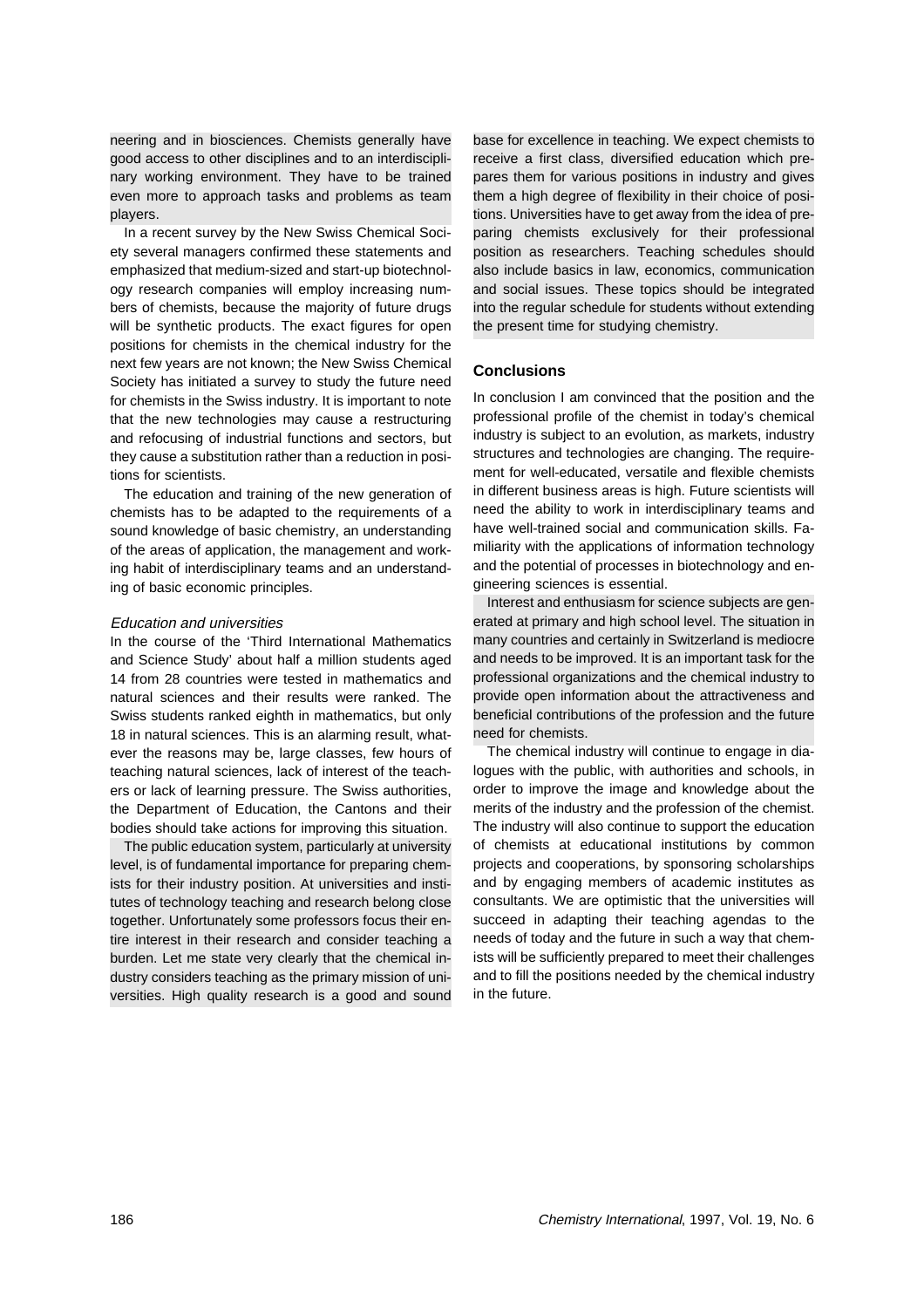neering and in biosciences. Chemists generally have good access to other disciplines and to an interdisciplinary working environment. They have to be trained even more to approach tasks and problems as team players.

In a recent survey by the New Swiss Chemical Society several managers confirmed these statements and emphasized that medium-sized and start-up biotechnology research companies will employ increasing numbers of chemists, because the majority of future drugs will be synthetic products. The exact figures for open positions for chemists in the chemical industry for the next few years are not known; the New Swiss Chemical Society has initiated a survey to study the future need for chemists in the Swiss industry. It is important to note that the new technologies may cause a restructuring and refocusing of industrial functions and sectors, but they cause a substitution rather than a reduction in positions for scientists.

The education and training of the new generation of chemists has to be adapted to the requirements of a sound knowledge of basic chemistry, an understanding of the areas of application, the management and working habit of interdisciplinary teams and an understanding of basic economic principles.

### *Education and universities*

In the course of the 'Third International Mathematics and Science Study' about half a million students aged 14 from 28 countries were tested in mathematics and natural sciences and their results were ranked. The Swiss students ranked eighth in mathematics, but only 18 in natural sciences. This is an alarming result, whatever the reasons may be, large classes, few hours of teaching natural sciences, lack of interest of the teachers or lack of learning pressure. The Swiss authorities, the Department of Education, the Cantons and their bodies should take actions for improving this situation.

The public education system, particularly at university level, is of fundamental importance for preparing chemists for their industry position. At universities and institutes of technology teaching and research belong close together. Unfortunately some professors focus their entire interest in their research and consider teaching a burden. Let me state very clearly that the chemical industry considers teaching as the primary mission of universities. High quality research is a good and sound base for excellence in teaching. We expect chemists to receive a first class, diversified education which prepares them for various positions in industry and gives them a high degree of flexibility in their choice of positions. Universities have to get away from the idea of preparing chemists exclusively for their professional position as researchers. Teaching schedules should also include basics in law, economics, communication and social issues. These topics should be integrated into the regular schedule for students without extending the present time for studying chemistry.

## Conclusions

In conclusion I am convinced that the position and the professional profile of the chemist in today's chemical industry is subject to an evolution, as markets, industry structures and technologies are changing. The requirement for well-educated, versatile and flexible chemists in different business areas is high. Future scientists will need the ability to work in interdisciplinary teams and have well-trained social and communication skills. Familiarity with the applications of information technology and the potential of processes in biotechnology and engineering sciences is essential.

Interest and enthusiasm for science subjects are generated at primary and high school level. The situation in many countries and certainly in Switzerland is mediocre and needs to be improved. It is an important task for the professional organizations and the chemical industry to provide open information about the attractiveness and beneficial contributions of the profession and the future need for chemists.

The chemical industry will continue to engage in dialogues with the public, with authorities and schools, in order to improve the image and knowledge about the merits of the industry and the profession of the chemist. The industry will also continue to support the education of chemists at educational institutions by common projects and cooperations, by sponsoring scholarships and by engaging members of academic institutes as consultants. We are optimistic that the universities will succeed in adapting their teaching agendas to the needs of today and the future in such a way that chemists will be sufficiently prepared to meet their challenges and to fill the positions needed by the chemical industry in the future.